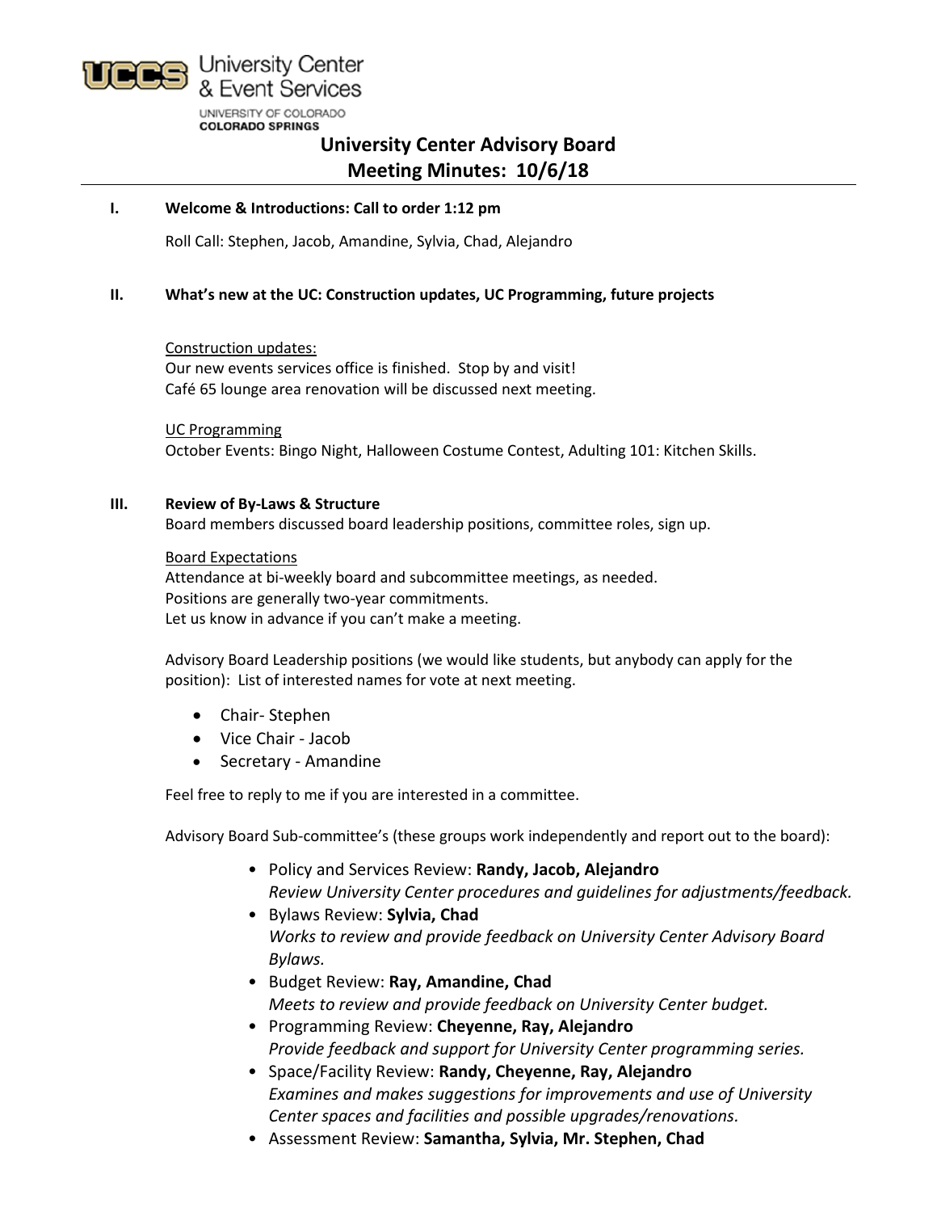UCCS University Center & Event Services
UNIVERSITY OF COLORADO
COLORADO SPRINGS

# University Center Advisory Board
# Meeting Minutes: 10/6/18

## I. Welcome & Introductions: Call to order 1:12 pm

Roll Call: Stephen, Jacob, Amandine, Sylvia, Chad, Alejandro

## II. What's new at the UC: Construction updates, UC Programming, future projects

Construction updates:
Our new events services office is finished. Stop by and visit!
Café 65 lounge area renovation will be discussed next meeting.

UC Programming
October Events: Bingo Night, Halloween Costume Contest, Adulting 101: Kitchen Skills.

## III. Review of By-Laws & Structure

Board members discussed board leadership positions, committee roles, sign up.

Board Expectations
Attendance at bi-weekly board and subcommittee meetings, as needed.
Positions are generally two-year commitments.
Let us know in advance if you can't make a meeting.

Advisory Board Leadership positions (we would like students, but anybody can apply for the position): List of interested names for vote at next meeting.

- Chair- Stephen
- Vice Chair - Jacob
- Secretary - Amandine

Feel free to reply to me if you are interested in a committee.

Advisory Board Sub-committee's (these groups work independently and report out to the board):

- Policy and Services Review: **Randy, Jacob, Alejandro**
  *Review University Center procedures and guidelines for adjustments/feedback.*
- Bylaws Review: **Sylvia, Chad**
  *Works to review and provide feedback on University Center Advisory Board Bylaws.*
- Budget Review: **Ray, Amandine, Chad**
  *Meets to review and provide feedback on University Center budget.*
- Programming Review: **Cheyenne, Ray, Alejandro**
  *Provide feedback and support for University Center programming series.*
- Space/Facility Review: **Randy, Cheyenne, Ray, Alejandro**
  *Examines and makes suggestions for improvements and use of University Center spaces and facilities and possible upgrades/renovations.*
- Assessment Review: **Samantha, Sylvia, Mr. Stephen, Chad**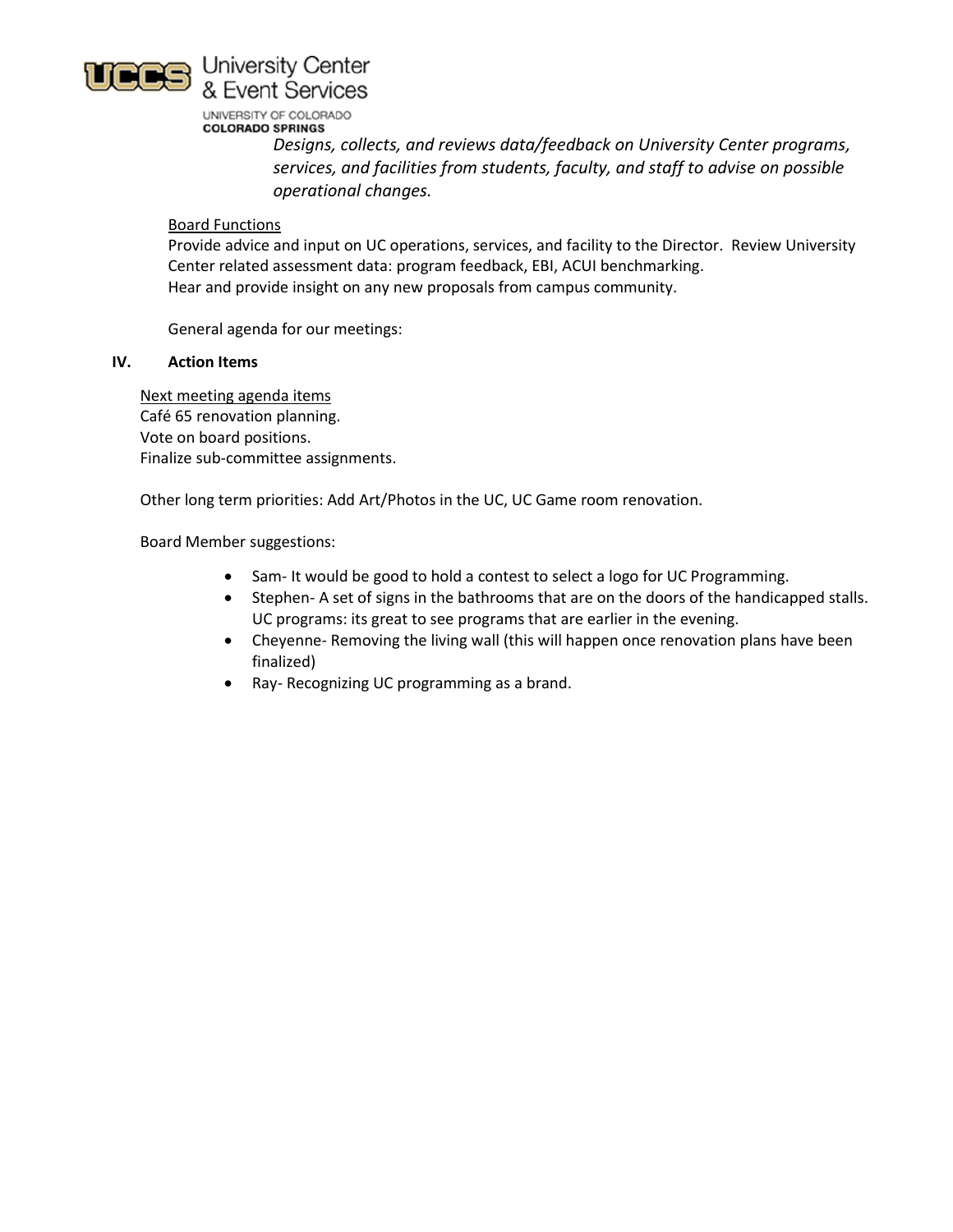*Designs, collects, and reviews data/feedback on University Center programs, services, and facilities from students, faculty, and staff to advise on possible operational changes.*

Board Functions

Provide advice and input on UC operations, services, and facility to the Director. Review University Center related assessment data: program feedback, EBI, ACUI benchmarking.
Hear and provide insight on any new proposals from campus community.

General agenda for our meetings:

## IV. Action Items

Next meeting agenda items
Café 65 renovation planning.
Vote on board positions.
Finalize sub-committee assignments.

Other long term priorities: Add Art/Photos in the UC, UC Game room renovation.

Board Member suggestions:

- Sam- It would be good to hold a contest to select a logo for UC Programming.
- Stephen- A set of signs in the bathrooms that are on the doors of the handicapped stalls. UC programs: its great to see programs that are earlier in the evening.
- Cheyenne- Removing the living wall (this will happen once renovation plans have been finalized)
- Ray- Recognizing UC programming as a brand.